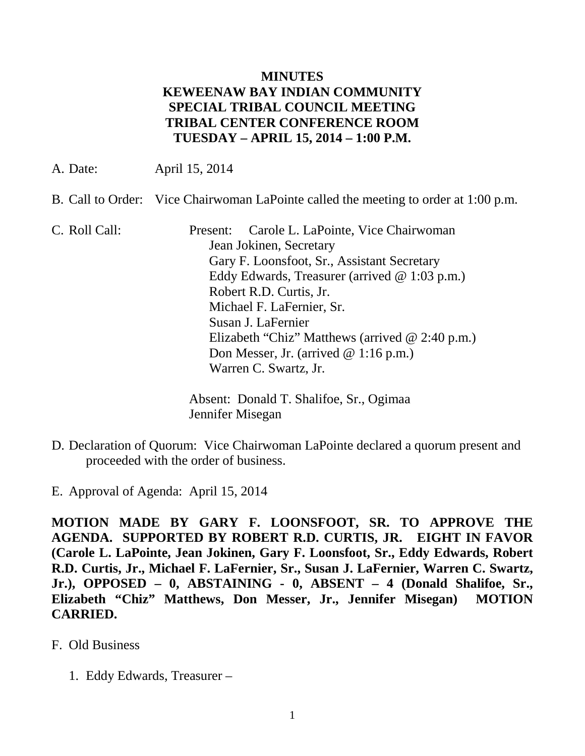# MINUTES
# KEWEENAW BAY INDIAN COMMUNITY
# SPECIAL TRIBAL COUNCIL MEETING
# TRIBAL CENTER CONFERENCE ROOM
# TUESDAY – APRIL 15, 2014 – 1:00 P.M.

A. Date: April 15, 2014

B. Call to Order: Vice Chairwoman LaPointe called the meeting to order at 1:00 p.m.

C. Roll Call:

Present:
- Carole L. LaPointe, Vice Chairwoman
- Jean Jokinen, Secretary
- Gary F. Loonsfoot, Sr., Assistant Secretary
- Eddy Edwards, Treasurer (arrived @ 1:03 p.m.)
- Robert R.D. Curtis, Jr.
- Michael F. LaFernier, Sr.
- Susan J. LaFernier
- Elizabeth "Chiz" Matthews (arrived @ 2:40 p.m.)
- Don Messer, Jr. (arrived @ 1:16 p.m.)
- Warren C. Swartz, Jr.

Absent:
- Donald T. Shalifoe, Sr., Ogimaa
- Jennifer Misegan

D. Declaration of Quorum: Vice Chairwoman LaPointe declared a quorum present and proceeded with the order of business.

E. Approval of Agenda: April 15, 2014

**MOTION MADE BY GARY F. LOONSFOOT, SR. TO APPROVE THE AGENDA. SUPPORTED BY ROBERT R.D. CURTIS, JR. EIGHT IN FAVOR (Carole L. LaPointe, Jean Jokinen, Gary F. Loonsfoot, Sr., Eddy Edwards, Robert R.D. Curtis, Jr., Michael F. LaFernier, Sr., Susan J. LaFernier, Warren C. Swartz, Jr.), OPPOSED – 0, ABSTAINING - 0, ABSENT – 4 (Donald Shalifoe, Sr., Elizabeth "Chiz" Matthews, Don Messer, Jr., Jennifer Misegan) MOTION CARRIED.**

F. Old Business

1. Eddy Edwards, Treasurer –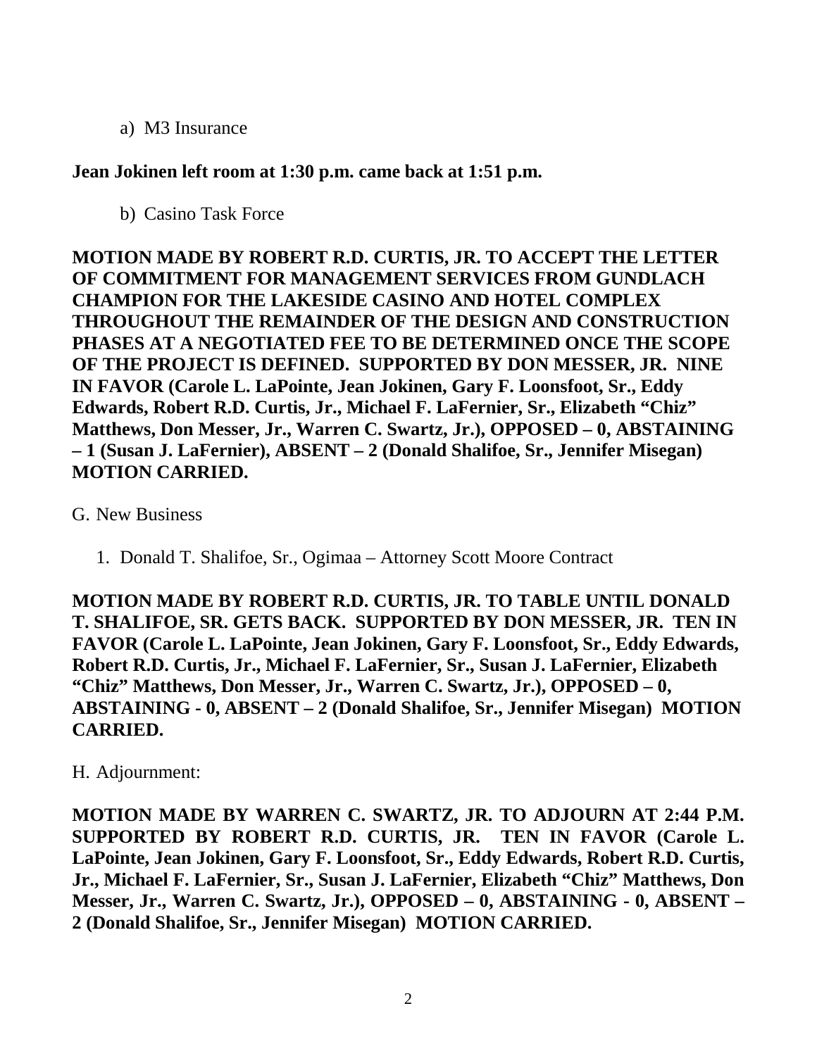a) M3 Insurance

**Jean Jokinen left room at 1:30 p.m. came back at 1:51 p.m.**

b) Casino Task Force

**MOTION MADE BY ROBERT R.D. CURTIS, JR. TO ACCEPT THE LETTER OF COMMITMENT FOR MANAGEMENT SERVICES FROM GUNDLACH CHAMPION FOR THE LAKESIDE CASINO AND HOTEL COMPLEX THROUGHOUT THE REMAINDER OF THE DESIGN AND CONSTRUCTION PHASES AT A NEGOTIATED FEE TO BE DETERMINED ONCE THE SCOPE OF THE PROJECT IS DEFINED. SUPPORTED BY DON MESSER, JR. NINE IN FAVOR (Carole L. LaPointe, Jean Jokinen, Gary F. Loonsfoot, Sr., Eddy Edwards, Robert R.D. Curtis, Jr., Michael F. LaFernier, Sr., Elizabeth "Chiz" Matthews, Don Messer, Jr., Warren C. Swartz, Jr.), OPPOSED – 0, ABSTAINING – 1 (Susan J. LaFernier), ABSENT – 2 (Donald Shalifoe, Sr., Jennifer Misegan) MOTION CARRIED.**

G. New Business

1. Donald T. Shalifoe, Sr., Ogimaa – Attorney Scott Moore Contract

**MOTION MADE BY ROBERT R.D. CURTIS, JR. TO TABLE UNTIL DONALD T. SHALIFOE, SR. GETS BACK. SUPPORTED BY DON MESSER, JR. TEN IN FAVOR (Carole L. LaPointe, Jean Jokinen, Gary F. Loonsfoot, Sr., Eddy Edwards, Robert R.D. Curtis, Jr., Michael F. LaFernier, Sr., Susan J. LaFernier, Elizabeth "Chiz" Matthews, Don Messer, Jr., Warren C. Swartz, Jr.), OPPOSED – 0, ABSTAINING - 0, ABSENT – 2 (Donald Shalifoe, Sr., Jennifer Misegan) MOTION CARRIED.**

H. Adjournment:

**MOTION MADE BY WARREN C. SWARTZ, JR. TO ADJOURN AT 2:44 P.M. SUPPORTED BY ROBERT R.D. CURTIS, JR. TEN IN FAVOR (Carole L. LaPointe, Jean Jokinen, Gary F. Loonsfoot, Sr., Eddy Edwards, Robert R.D. Curtis, Jr., Michael F. LaFernier, Sr., Susan J. LaFernier, Elizabeth "Chiz" Matthews, Don Messer, Jr., Warren C. Swartz, Jr.), OPPOSED – 0, ABSTAINING - 0, ABSENT – 2 (Donald Shalifoe, Sr., Jennifer Misegan) MOTION CARRIED.**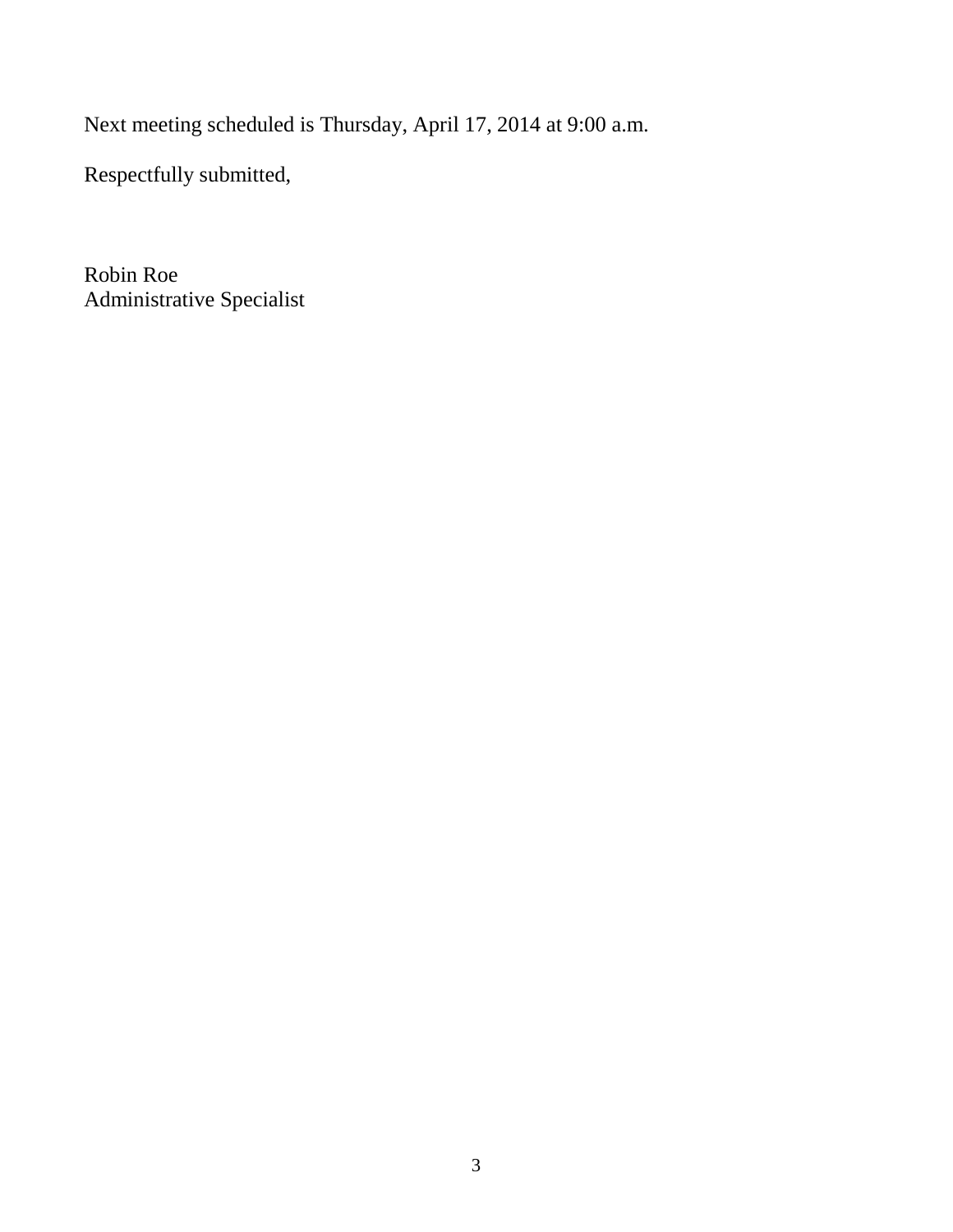Next meeting scheduled is Thursday, April 17, 2014 at 9:00 a.m.

Respectfully submitted,

Robin Roe  
Administrative Specialist